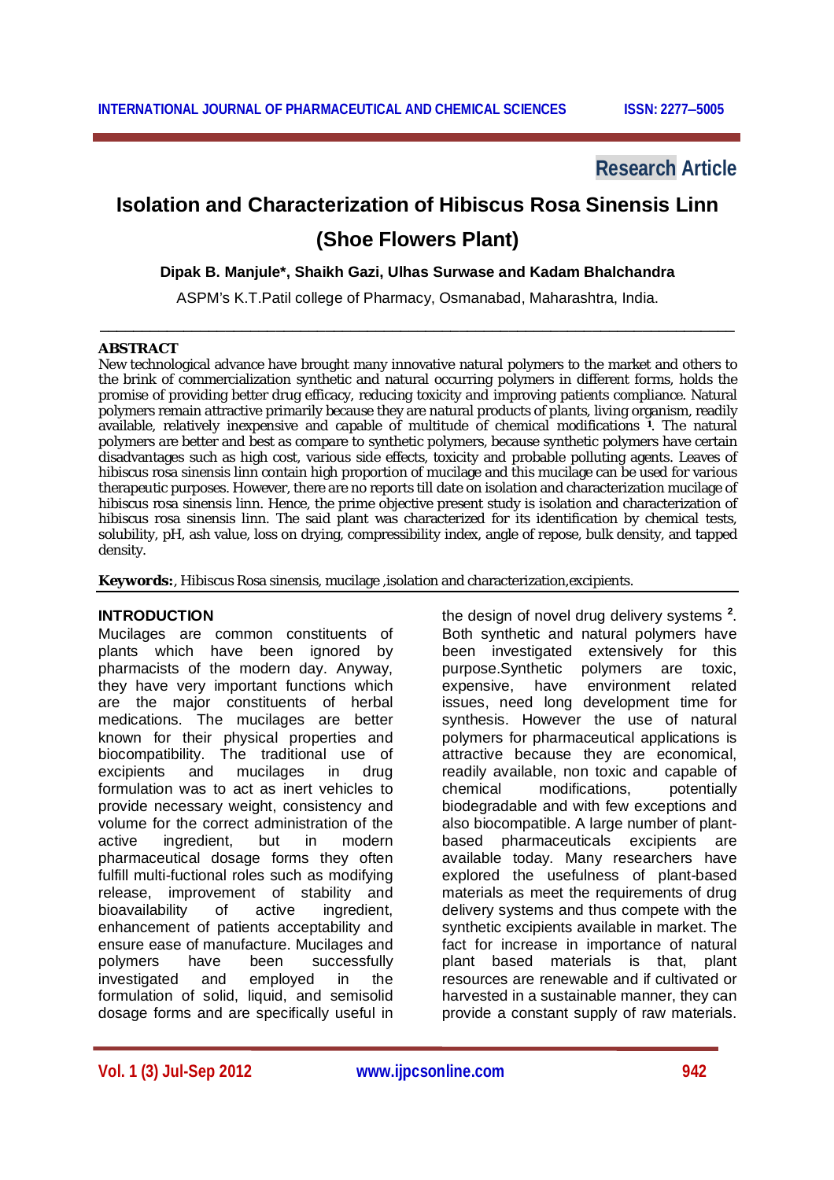Research Article

# Isolation and Characterization of Hibiscus Rosa Sinensis Linn (Shoe Flowers Plant)

**Dipak B. Manjule*, Shaikh Gazi, Ulhas Surwase and Kadam Bhalchandra**

ASPM's K.T.Patil college of Pharmacy, Osmanabad, Maharashtra, India.

## ABSTRACT

New technological advance have brought many innovative natural polymers to the market and others to the brink of commercialization synthetic and natural occurring polymers in different forms, holds the promise of providing better drug efficacy, reducing toxicity and improving patients compliance. Natural polymers remain attractive primarily because they are natural products of plants, living organism, readily available, relatively inexpensive and capable of multitude of chemical modifications [1]. The natural polymers are better and best as compare to synthetic polymers, because synthetic polymers have certain disadvantages such as high cost, various side effects, toxicity and probable polluting agents. Leaves of hibiscus rosa sinensis linn contain high proportion of mucilage and this mucilage can be used for various therapeutic purposes. However, there are no reports till date on isolation and characterization mucilage of hibiscus rosa sinensis linn. Hence, the prime objective present study is isolation and characterization of hibiscus rosa sinensis linn. The said plant was characterized for its identification by chemical tests, solubility, pH, ash value, loss on drying, compressibility index, angle of repose, bulk density, and tapped density.

**Keywords:**, Hibiscus Rosa sinensis, mucilage ,isolation and characterization,excipients.

## INTRODUCTION

Mucilages are common constituents of plants which have been ignored by pharmacists of the modern day. Anyway, they have very important functions which are the major constituents of herbal medications. The mucilages are better known for their physical properties and biocompatibility. The traditional use of excipients and mucilages in drug formulation was to act as inert vehicles to provide necessary weight, consistency and volume for the correct administration of the active ingredient, but in modern pharmaceutical dosage forms they often fulfill multi-fuctional roles such as modifying release, improvement of stability and bioavailability of active ingredient, enhancement of patients acceptability and ensure ease of manufacture. Mucilages and polymers have been successfully investigated and employed in the formulation of solid, liquid, and semisolid dosage forms and are specifically useful in the design of novel drug delivery systems [2]. Both synthetic and natural polymers have been investigated extensively for this purpose.Synthetic polymers are toxic, expensive, have environment related issues, need long development time for synthesis. However the use of natural polymers for pharmaceutical applications is attractive because they are economical, readily available, non toxic and capable of chemical modifications, potentially biodegradable and with few exceptions and also biocompatible. A large number of plant-based pharmaceuticals excipients are available today. Many researchers have explored the usefulness of plant-based materials as meet the requirements of drug delivery systems and thus compete with the synthetic excipients available in market. The fact for increase in importance of natural plant based materials is that, plant resources are renewable and if cultivated or harvested in a sustainable manner, they can provide a constant supply of raw materials.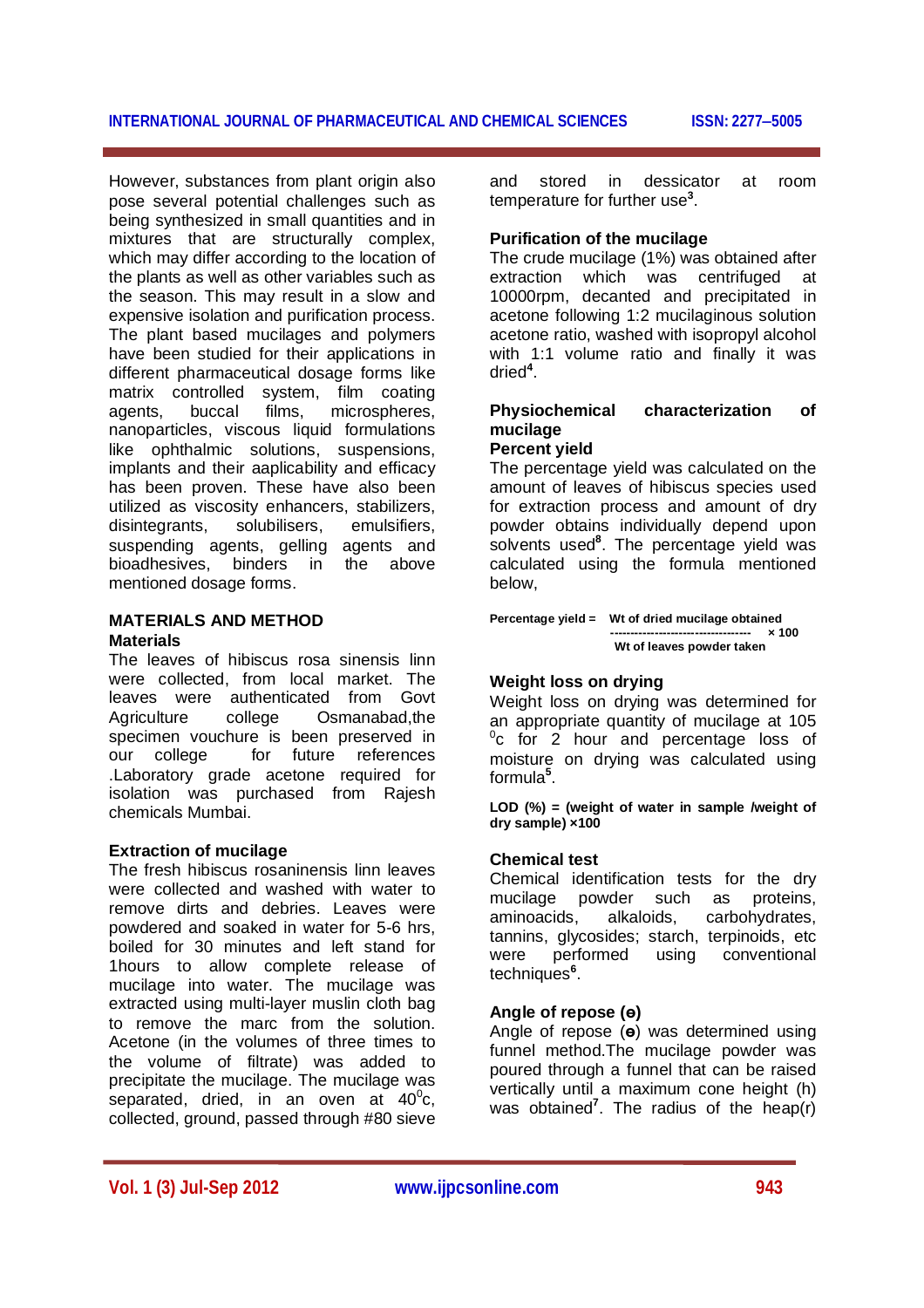However, substances from plant origin also pose several potential challenges such as being synthesized in small quantities and in mixtures that are structurally complex, which may differ according to the location of the plants as well as other variables such as the season. This may result in a slow and expensive isolation and purification process. The plant based mucilages and polymers have been studied for their applications in different pharmaceutical dosage forms like matrix controlled system, film coating agents, buccal films, microspheres, nanoparticles, viscous liquid formulations like ophthalmic solutions, suspensions, implants and their aaplicability and efficacy has been proven. These have also been utilized as viscosity enhancers, stabilizers, disintegrants, solubilisers, emulsifiers, suspending agents, gelling agents and bioadhesives, binders in the above mentioned dosage forms.

## MATERIALS AND METHOD

### Materials

The leaves of hibiscus rosa sinensis linn were collected, from local market. The leaves were authenticated from Govt Agriculture college Osmanabad,the specimen vouchure is been preserved in our college for future references .Laboratory grade acetone required for isolation was purchased from Rajesh chemicals Mumbai.

### Extraction of mucilage

The fresh hibiscus rosaninensis linn leaves were collected and washed with water to remove dirts and debries. Leaves were powdered and soaked in water for 5-6 hrs, boiled for 30 minutes and left stand for 1hours to allow complete release of mucilage into water. The mucilage was extracted using multi-layer muslin cloth bag to remove the marc from the solution. Acetone (in the volumes of three times to the volume of filtrate) was added to precipitate the mucilage. The mucilage was separated, dried, in an oven at $40^0$c, collected, ground, passed through #80 sieve and stored in dessicator at room temperature for further use[3].

### Purification of the mucilage

The crude mucilage (1%) was obtained after extraction which was centrifuged at 10000rpm, decanted and precipitated in acetone following 1:2 mucilaginous solution acetone ratio, washed with isopropyl alcohol with 1:1 volume ratio and finally it was dried[4].

### Physiochemical characterization of mucilage

#### Percent yield

The percentage yield was calculated on the amount of leaves of hibiscus species used for extraction process and amount of dry powder obtains individually depend upon solvents used[8]. The percentage yield was calculated using the formula mentioned below,

$$\text{Percentage yield} = \frac{\text{Wt of dried mucilage obtained}}{\text{Wt of leaves powder taken}} \times 100$$

#### Weight loss on drying

Weight loss on drying was determined for an appropriate quantity of mucilage at 105 $^0$c for 2 hour and percentage loss of moisture on drying was calculated using formula[5].

**LOD (%) = (weight of water in sample /weight of dry sample) ×100**

#### Chemical test

Chemical identification tests for the dry mucilage powder such as proteins, aminoacids, alkaloids, carbohydrates, tannins, glycosides; starch, terpinoids, etc were performed using conventional techniques[6].

#### Angle of repose (ɵ)

Angle of repose (ɵ) was determined using funnel method.The mucilage powder was poured through a funnel that can be raised vertically until a maximum cone height (h) was obtained[7]. The radius of the heap(r)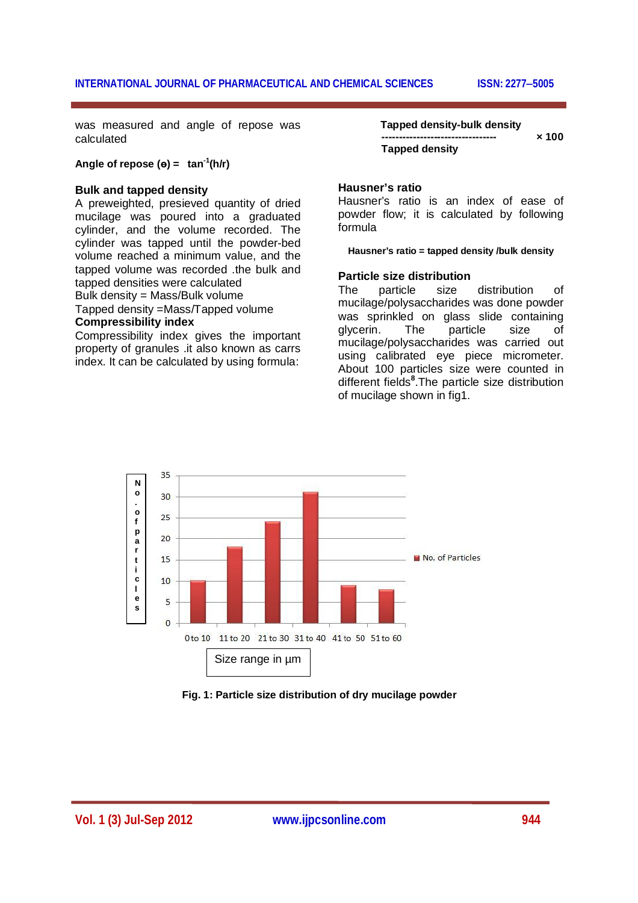was measured and angle of repose was calculated

**Angle of repose (ɵ) = $\tan^{-1}(h/r)$**

### Bulk and tapped density

A preweighted, presieved quantity of dried mucilage was poured into a graduated cylinder, and the volume recorded. The cylinder was tapped until the powder-bed volume reached a minimum value, and the tapped volume was recorded .the bulk and tapped densities were calculated

Bulk density = Mass/Bulk volume

Tapped density =Mass/Tapped volume

### Compressibility index

Compressibility index gives the important property of granules .it also known as carrs index. It can be calculated by using formula:

$$\frac{\text{Tapped density} - \text{bulk density}}{\text{Tapped density}} \times 100$$

### Hausner's ratio

Hausner's ratio is an index of ease of powder flow; it is calculated by following formula

**Hausner's ratio = tapped density /bulk density**

### Particle size distribution

The particle size distribution of mucilage/polysaccharides was done powder was sprinkled on glass slide containing glycerin. The particle size of mucilage/polysaccharides was carried out using calibrated eye piece micrometer. About 100 particles size were counted in different fields[8].The particle size distribution of mucilage shown in fig1.

| Size range in µm | No. of Particles |
|---|---|
| 0 to 10 | 10 |
| 11 to 20 | 18 |
| 21 to 30 | 24 |
| 31 to 40 | 31 |
| 41 to 50 | 9 |
| 51 to 60 | 8 |

**Fig. 1: Particle size distribution of dry mucilage powder**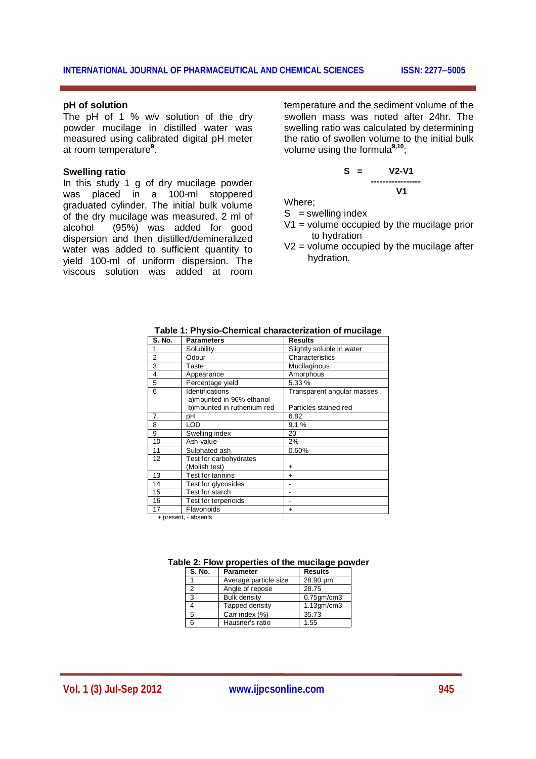### pH of solution

The pH of 1 % w/v solution of the dry powder mucilage in distilled water was measured using calibrated digital pH meter at room temperature[9].

### Swelling ratio

In this study 1 g of dry mucilage powder was placed in a 100-ml stoppered graduated cylinder. The initial bulk volume of the dry mucilage was measured. 2 ml of alcohol (95%) was added for good dispersion and then distilled/demineralized water was added to sufficient quantity to yield 100-ml of uniform dispersion. The viscous solution was added at room temperature and the sediment volume of the swollen mass was noted after 24hr. The swelling ratio was calculated by determining the ratio of swollen volume to the initial bulk volume using the formula[9,10];

$$S = \frac{V2 - V1}{V1}$$

Where;

S = swelling index

V1 = volume occupied by the mucilage prior to hydration

V2 = volume occupied by the mucilage after hydration.

**Table 1: Physio-Chemical characterization of mucilage**

| S. No. | Parameters | Results |
|---|---|---|
| 1 | Solubility | Slightly soluble in water |
| 2 | Odour | Characteristics |
| 3 | Taste | Mucilaginous |
| 4 | Appearance | Amorphous |
| 5 | Percentage yield | 5.33 % |
| 6 | Identifications<br>a)mounted in 96% ethanol<br>b)mounted in ruthenium red | Transparent angular masses<br><br>Particles stained red |
| 7 | pH | 6.82 |
| 8 | LOD | 9.1 % |
| 9 | Swelling index | 20 |
| 10 | Ash value | 2% |
| 11 | Sulphated ash | 0.60% |
| 12 | Test for carbohydrates (Molish test) | + |
| 13 | Test for tannins | + |
| 14 | Test for glycosides | - |
| 15 | Test for starch | - |
| 16 | Test for terpenoids | - |
| 17 | Flavonoids | + |

+ present, - absents

**Table 2: Flow properties of the mucilage powder**

| S. No. | Parameter | Results |
|---|---|---|
| 1 | Average particle size | 28.90 µm |
| 2 | Angle of repose | 28.75 |
| 3 | Bulk density | 0.75gm/cm3 |
| 4 | Tapped density | 1.13gm/cm3 |
| 5 | Carr index (%) | 35.73 |
| 6 | Hausner's ratio | 1.55 |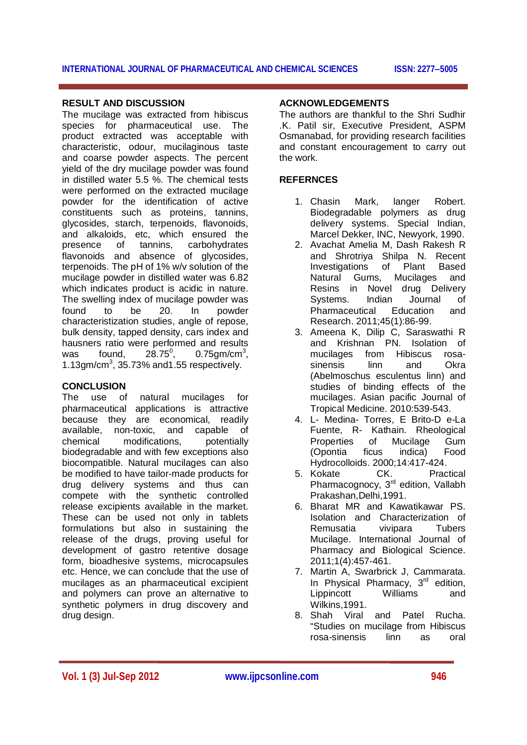## RESULT AND DISCUSSION

The mucilage was extracted from hibiscus species for pharmaceutical use. The product extracted was acceptable with characteristic, odour, mucilaginous taste and coarse powder aspects. The percent yield of the dry mucilage powder was found in distilled water 5.5 %. The chemical tests were performed on the extracted mucilage powder for the identification of active constituents such as proteins, tannins, glycosides, starch, terpenoids, flavonoids, and alkaloids, etc, which ensured the presence of tannins, carbohydrates flavonoids and absence of glycosides, terpenoids. The pH of 1% w/v solution of the mucilage powder in distilled water was 6.82 which indicates product is acidic in nature. The swelling index of mucilage powder was found to be 20. In powder characteristization studies, angle of repose, bulk density, tapped density, cars index and hausners ratio were performed and results was found, $28.75^0$, $0.75 gm/cm^3$, $1.13 gm/cm^3$, 35.73% and1.55 respectively.

## CONCLUSION

The use of natural mucilages for pharmaceutical applications is attractive because they are economical, readily available, non-toxic, and capable of chemical modifications, potentially biodegradable and with few exceptions also biocompatible. Natural mucilages can also be modified to have tailor-made products for drug delivery systems and thus can compete with the synthetic controlled release excipients available in the market. These can be used not only in tablets formulations but also in sustaining the release of the drugs, proving useful for development of gastro retentive dosage form, bioadhesive systems, microcapsules etc. Hence, we can conclude that the use of mucilages as an pharmaceutical excipient and polymers can prove an alternative to synthetic polymers in drug discovery and drug design.

## ACKNOWLEDGEMENTS

The authors are thankful to the Shri Sudhir .K. Patil sir, Executive President, ASPM Osmanabad, for providing research facilities and constant encouragement to carry out the work.

## REFERNCES

1. Chasin Mark, langer Robert. Biodegradable polymers as drug delivery systems. Special Indian, Marcel Dekker, INC, Newyork, 1990.
2. Avachat Amelia M, Dash Rakesh R and Shrotriya Shilpa N. Recent Investigations of Plant Based Natural Gums, Mucilages and Resins in Novel drug Delivery Systems. Indian Journal of Pharmaceutical Education and Research. 2011;45(1):86-99.
3. Ameena K, Dilip C, Saraswathi R and Krishnan PN. Isolation of mucilages from Hibiscus rosa-sinensis linn and Okra (Abelmoschus esculentus linn) and studies of binding effects of the mucilages. Asian pacific Journal of Tropical Medicine. 2010:539-543.
4. L- Medina- Torres, E Brito-D e-La Fuente, R- Kathain. Rheological Properties of Mucilage Gum (Opontia ficus indica) Food Hydrocolloids. 2000;14:417-424.
5. Kokate CK. Practical Pharmacognocy, 3rd edition, Vallabh Prakashan,Delhi,1991.
6. Bharat MR and Kawatikawar PS. Isolation and Characterization of Remusatia vivipara Tubers Mucilage. International Journal of Pharmacy and Biological Science. 2011;1(4):457-461.
7. Martin A, Swarbrick J, Cammarata. In Physical Pharmacy, 3rd edition, Lippincott Williams and Wilkins,1991.
8. Shah Viral and Patel Rucha. "Studies on mucilage from Hibiscus rosa-sinensis linn as oral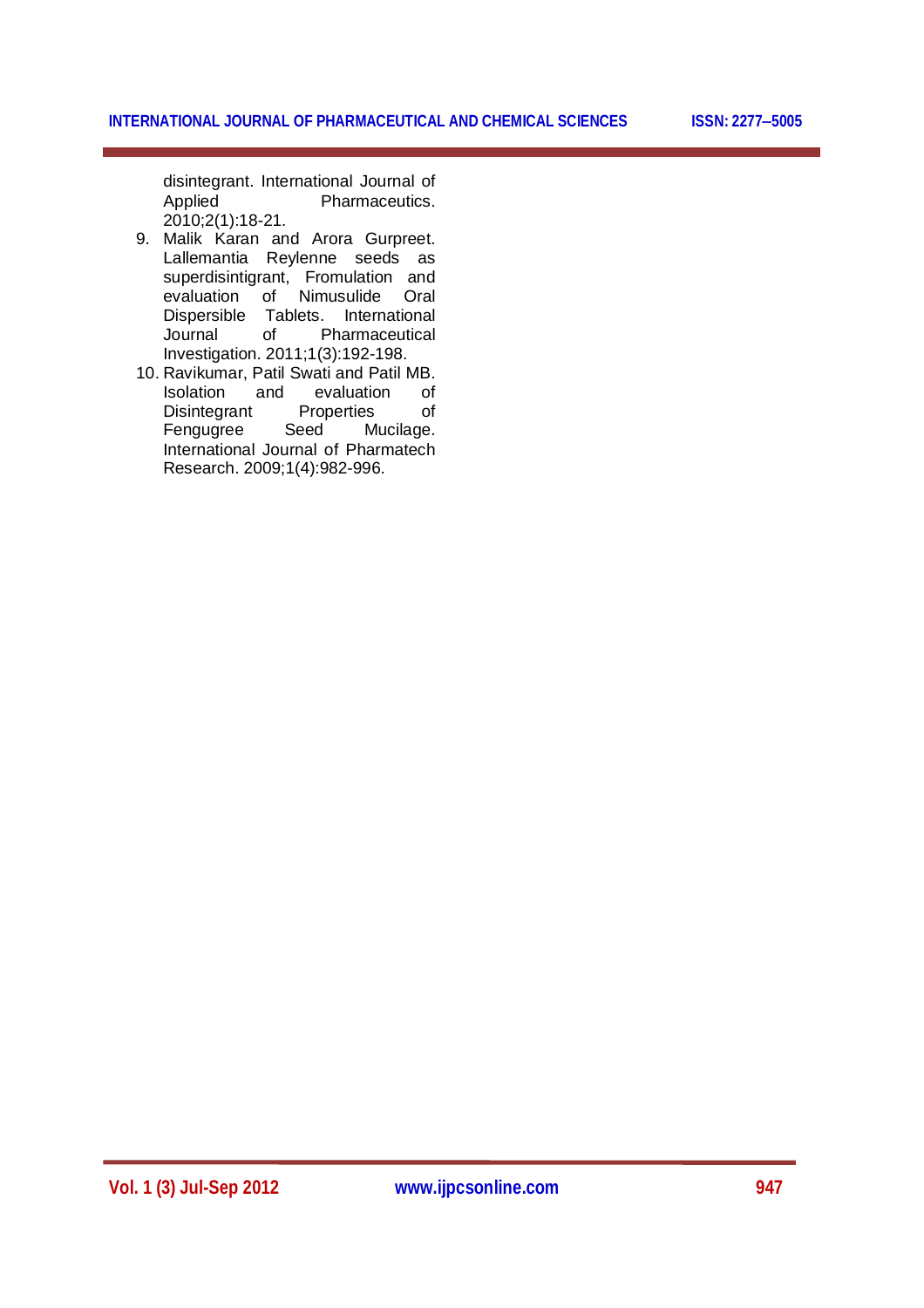disintegrant. International Journal of Applied Pharmaceutics. 2010;2(1):18-21.

9. Malik Karan and Arora Gurpreet. Lallemantia Reylenne seeds as superdisintigrant, Fromulation and evaluation of Nimusulide Oral Dispersible Tablets. International Journal of Pharmaceutical Investigation. 2011;1(3):192-198.
10. Ravikumar, Patil Swati and Patil MB. Isolation and evaluation of Disintegrant Properties of Fengugree Seed Mucilage. International Journal of Pharmatech Research. 2009;1(4):982-996.